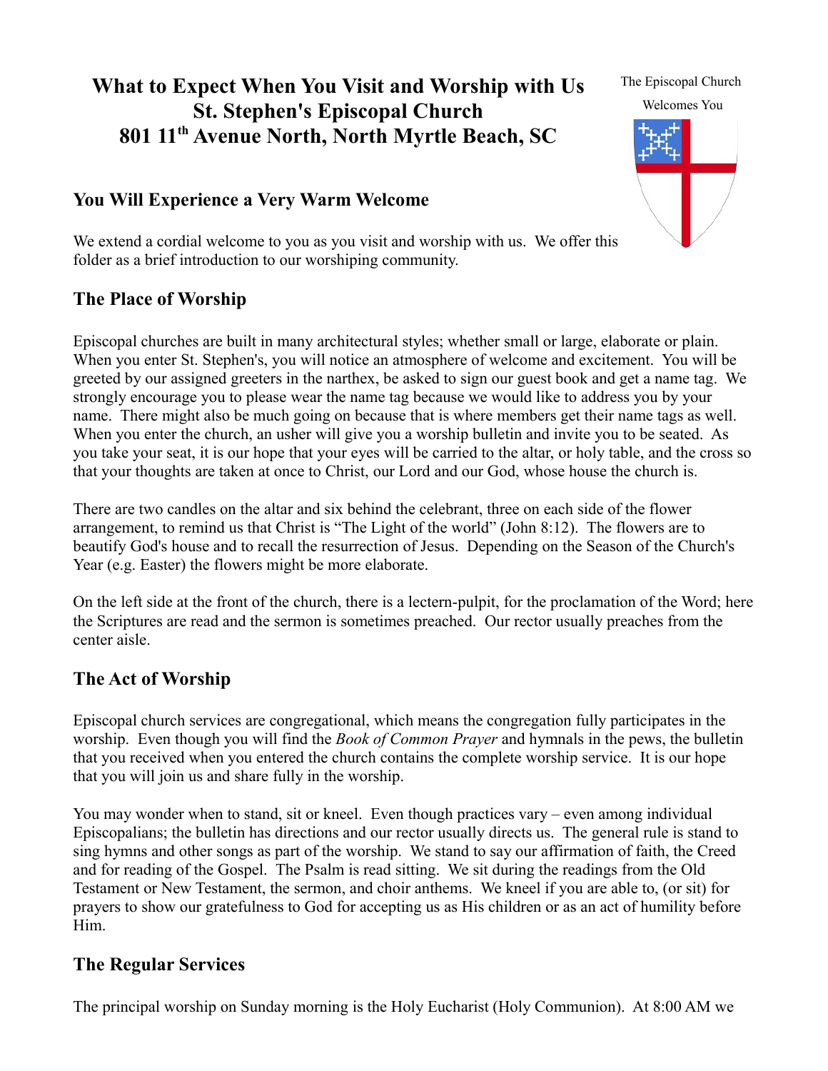# What to Expect When You Visit and Worship with Us
# St. Stephen's Episcopal Church
# 801 11th Avenue North, North Myrtle Beach, SC

The Episcopal Church Welcomes You

## You Will Experience a Very Warm Welcome

We extend a cordial welcome to you as you visit and worship with us. We offer this folder as a brief introduction to our worshiping community.

## The Place of Worship

Episcopal churches are built in many architectural styles; whether small or large, elaborate or plain. When you enter St. Stephen's, you will notice an atmosphere of welcome and excitement. You will be greeted by our assigned greeters in the narthex, be asked to sign our guest book and get a name tag. We strongly encourage you to please wear the name tag because we would like to address you by your name. There might also be much going on because that is where members get their name tags as well. When you enter the church, an usher will give you a worship bulletin and invite you to be seated. As you take your seat, it is our hope that your eyes will be carried to the altar, or holy table, and the cross so that your thoughts are taken at once to Christ, our Lord and our God, whose house the church is.

There are two candles on the altar and six behind the celebrant, three on each side of the flower arrangement, to remind us that Christ is "The Light of the world" (John 8:12). The flowers are to beautify God's house and to recall the resurrection of Jesus. Depending on the Season of the Church's Year (e.g. Easter) the flowers might be more elaborate.

On the left side at the front of the church, there is a lectern-pulpit, for the proclamation of the Word; here the Scriptures are read and the sermon is sometimes preached. Our rector usually preaches from the center aisle.

## The Act of Worship

Episcopal church services are congregational, which means the congregation fully participates in the worship. Even though you will find the *Book of Common Prayer* and hymnals in the pews, the bulletin that you received when you entered the church contains the complete worship service. It is our hope that you will join us and share fully in the worship.

You may wonder when to stand, sit or kneel. Even though practices vary – even among individual Episcopalians; the bulletin has directions and our rector usually directs us. The general rule is stand to sing hymns and other songs as part of the worship. We stand to say our affirmation of faith, the Creed and for reading of the Gospel. The Psalm is read sitting. We sit during the readings from the Old Testament or New Testament, the sermon, and choir anthems. We kneel if you are able to, (or sit) for prayers to show our gratefulness to God for accepting us as His children or as an act of humility before Him.

## The Regular Services

The principal worship on Sunday morning is the Holy Eucharist (Holy Communion). At 8:00 AM we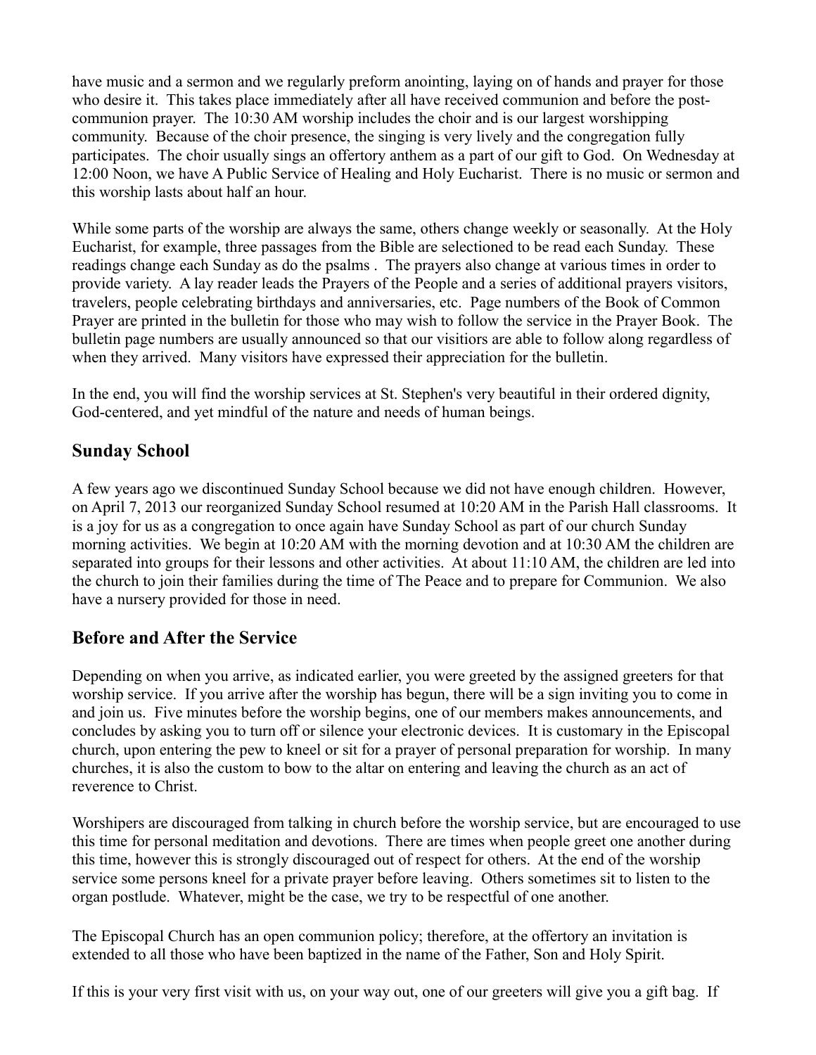have music and a sermon and we regularly preform anointing, laying on of hands and prayer for those who desire it. This takes place immediately after all have received communion and before the post-communion prayer. The 10:30 AM worship includes the choir and is our largest worshipping community. Because of the choir presence, the singing is very lively and the congregation fully participates. The choir usually sings an offertory anthem as a part of our gift to God. On Wednesday at 12:00 Noon, we have A Public Service of Healing and Holy Eucharist. There is no music or sermon and this worship lasts about half an hour.

While some parts of the worship are always the same, others change weekly or seasonally. At the Holy Eucharist, for example, three passages from the Bible are selectioned to be read each Sunday. These readings change each Sunday as do the psalms . The prayers also change at various times in order to provide variety. A lay reader leads the Prayers of the People and a series of additional prayers visitors, travelers, people celebrating birthdays and anniversaries, etc. Page numbers of the Book of Common Prayer are printed in the bulletin for those who may wish to follow the service in the Prayer Book. The bulletin page numbers are usually announced so that our visitiors are able to follow along regardless of when they arrived. Many visitors have expressed their appreciation for the bulletin.

In the end, you will find the worship services at St. Stephen's very beautiful in their ordered dignity, God-centered, and yet mindful of the nature and needs of human beings.

## Sunday School

A few years ago we discontinued Sunday School because we did not have enough children. However, on April 7, 2013 our reorganized Sunday School resumed at 10:20 AM in the Parish Hall classrooms. It is a joy for us as a congregation to once again have Sunday School as part of our church Sunday morning activities. We begin at 10:20 AM with the morning devotion and at 10:30 AM the children are separated into groups for their lessons and other activities. At about 11:10 AM, the children are led into the church to join their families during the time of The Peace and to prepare for Communion. We also have a nursery provided for those in need.

## Before and After the Service

Depending on when you arrive, as indicated earlier, you were greeted by the assigned greeters for that worship service. If you arrive after the worship has begun, there will be a sign inviting you to come in and join us. Five minutes before the worship begins, one of our members makes announcements, and concludes by asking you to turn off or silence your electronic devices. It is customary in the Episcopal church, upon entering the pew to kneel or sit for a prayer of personal preparation for worship. In many churches, it is also the custom to bow to the altar on entering and leaving the church as an act of reverence to Christ.

Worshipers are discouraged from talking in church before the worship service, but are encouraged to use this time for personal meditation and devotions. There are times when people greet one another during this time, however this is strongly discouraged out of respect for others. At the end of the worship service some persons kneel for a private prayer before leaving. Others sometimes sit to listen to the organ postlude. Whatever, might be the case, we try to be respectful of one another.

The Episcopal Church has an open communion policy; therefore, at the offertory an invitation is extended to all those who have been baptized in the name of the Father, Son and Holy Spirit.

If this is your very first visit with us, on your way out, one of our greeters will give you a gift bag. If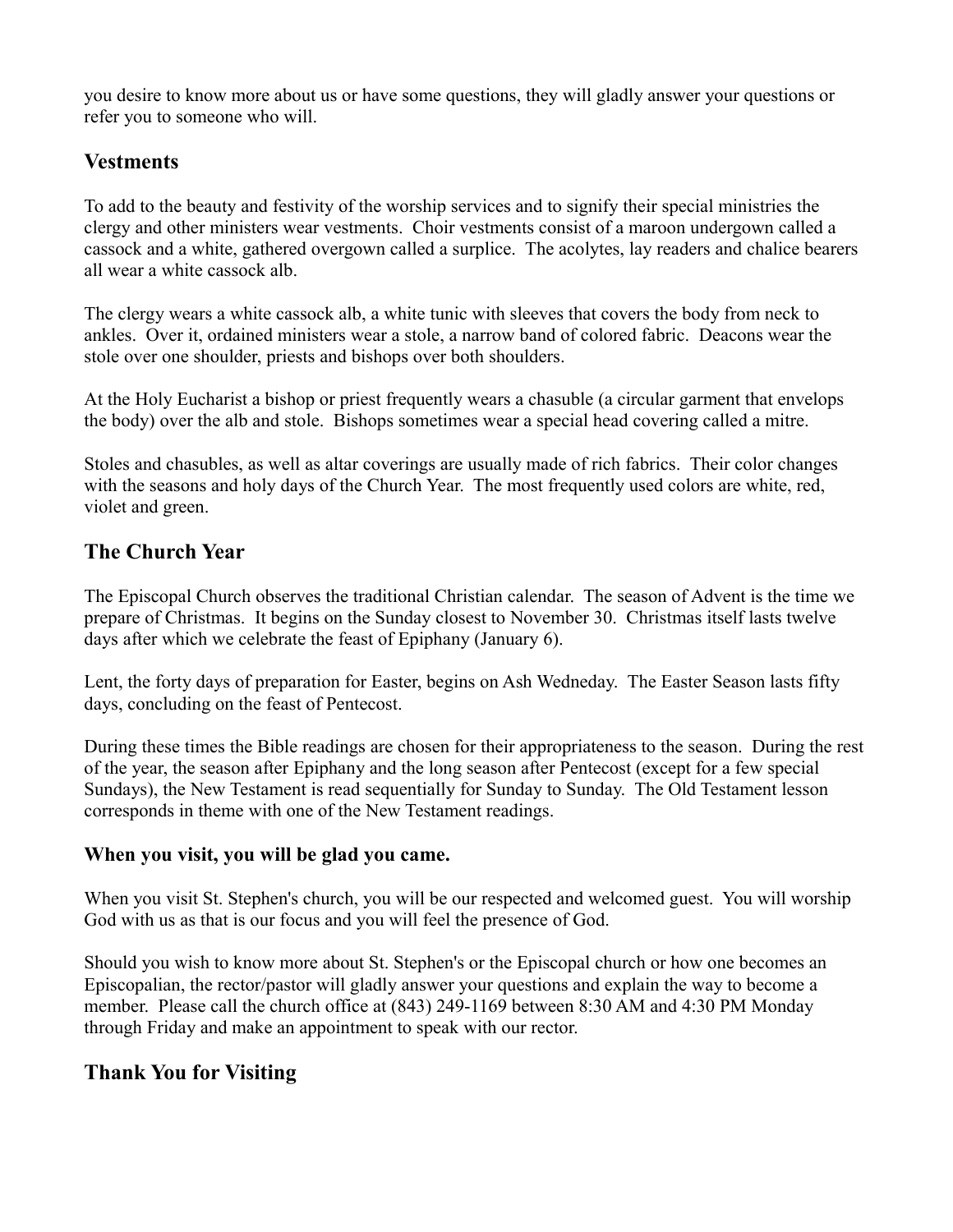you desire to know more about us or have some questions, they will gladly answer your questions or refer you to someone who will.

## Vestments

To add to the beauty and festivity of the worship services and to signify their special ministries the clergy and other ministers wear vestments. Choir vestments consist of a maroon undergown called a cassock and a white, gathered overgown called a surplice. The acolytes, lay readers and chalice bearers all wear a white cassock alb.

The clergy wears a white cassock alb, a white tunic with sleeves that covers the body from neck to ankles. Over it, ordained ministers wear a stole, a narrow band of colored fabric. Deacons wear the stole over one shoulder, priests and bishops over both shoulders.

At the Holy Eucharist a bishop or priest frequently wears a chasuble (a circular garment that envelops the body) over the alb and stole. Bishops sometimes wear a special head covering called a mitre.

Stoles and chasubles, as well as altar coverings are usually made of rich fabrics. Their color changes with the seasons and holy days of the Church Year. The most frequently used colors are white, red, violet and green.

## The Church Year

The Episcopal Church observes the traditional Christian calendar. The season of Advent is the time we prepare of Christmas. It begins on the Sunday closest to November 30. Christmas itself lasts twelve days after which we celebrate the feast of Epiphany (January 6).

Lent, the forty days of preparation for Easter, begins on Ash Wedneday. The Easter Season lasts fifty days, concluding on the feast of Pentecost.

During these times the Bible readings are chosen for their appropriateness to the season. During the rest of the year, the season after Epiphany and the long season after Pentecost (except for a few special Sundays), the New Testament is read sequentially for Sunday to Sunday. The Old Testament lesson corresponds in theme with one of the New Testament readings.

### When you visit, you will be glad you came.

When you visit St. Stephen's church, you will be our respected and welcomed guest. You will worship God with us as that is our focus and you will feel the presence of God.

Should you wish to know more about St. Stephen's or the Episcopal church or how one becomes an Episcopalian, the rector/pastor will gladly answer your questions and explain the way to become a member. Please call the church office at (843) 249-1169 between 8:30 AM and 4:30 PM Monday through Friday and make an appointment to speak with our rector.

## Thank You for Visiting